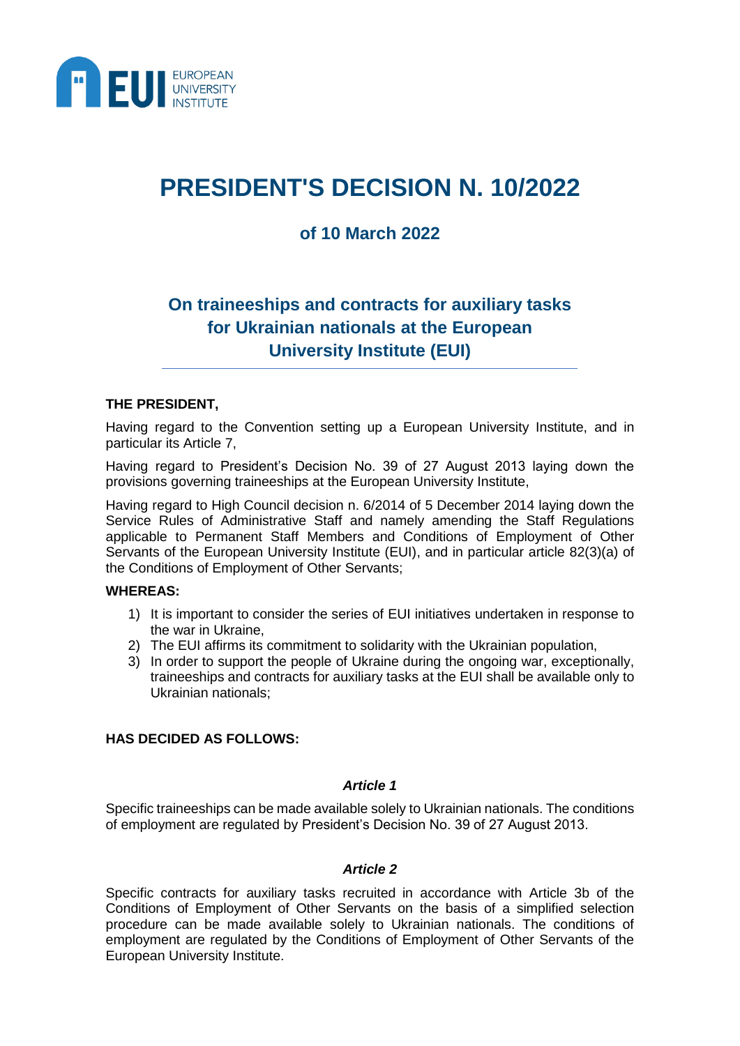# PRESIDENT'S DECISION N. 10/2022

## of 10 March 2022

## On traineeships and contracts for auxiliary tasks for Ukrainian nationals at the European University Institute (EUI)

**THE PRESIDENT,**

Having regard to the Convention setting up a European University Institute, and in particular its Article 7,

Having regard to President's Decision No. 39 of 27 August 2013 laying down the provisions governing traineeships at the European University Institute,

Having regard to High Council decision n. 6/2014 of 5 December 2014 laying down the Service Rules of Administrative Staff and namely amending the Staff Regulations applicable to Permanent Staff Members and Conditions of Employment of Other Servants of the European University Institute (EUI), and in particular article 82(3)(a) of the Conditions of Employment of Other Servants;

**WHEREAS:**

1) It is important to consider the series of EUI initiatives undertaken in response to the war in Ukraine,
2) The EUI affirms its commitment to solidarity with the Ukrainian population,
3) In order to support the people of Ukraine during the ongoing war, exceptionally, traineeships and contracts for auxiliary tasks at the EUI shall be available only to Ukrainian nationals;

**HAS DECIDED AS FOLLOWS:**

### *Article 1*

Specific traineeships can be made available solely to Ukrainian nationals. The conditions of employment are regulated by President's Decision No. 39 of 27 August 2013.

### *Article 2*

Specific contracts for auxiliary tasks recruited in accordance with Article 3b of the Conditions of Employment of Other Servants on the basis of a simplified selection procedure can be made available solely to Ukrainian nationals. The conditions of employment are regulated by the Conditions of Employment of Other Servants of the European University Institute.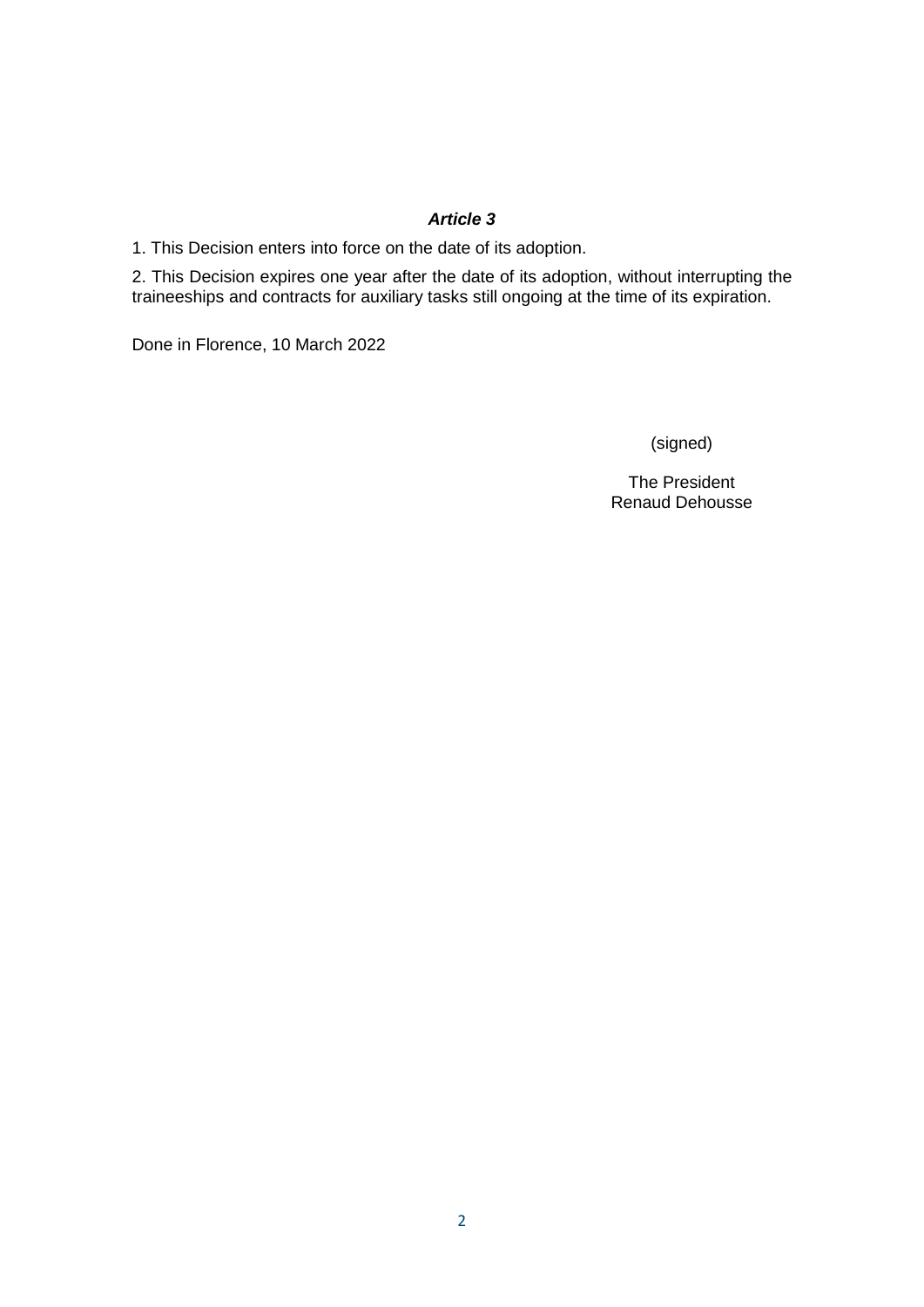### *Article 3*

1. This Decision enters into force on the date of its adoption.

2. This Decision expires one year after the date of its adoption, without interrupting the traineeships and contracts for auxiliary tasks still ongoing at the time of its expiration.

Done in Florence, 10 March 2022

(signed)

The President
Renaud Dehousse